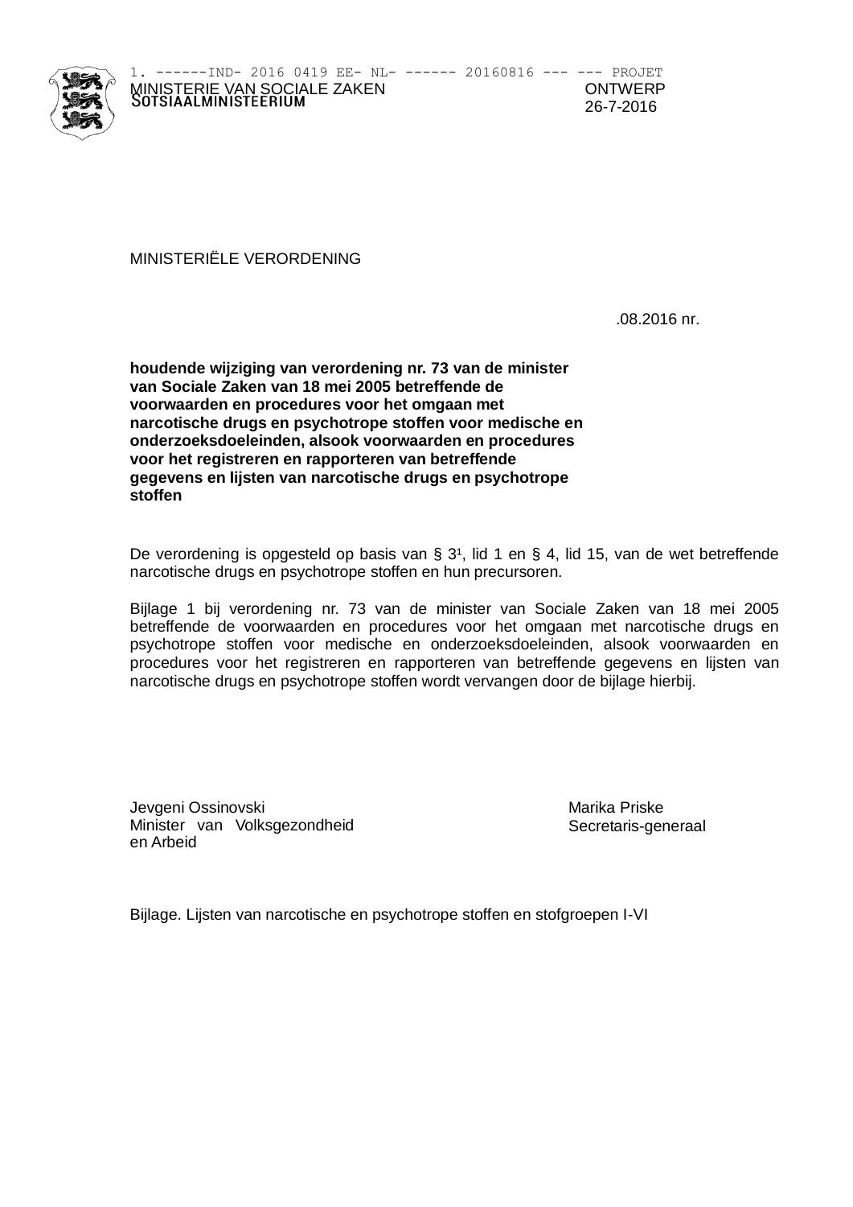1. ------IND- 2016 0419 EE- NL- ------ 20160816 --- --- PROJET

MINISTERIE VAN SOCIALE ZAKEN
SOTSIAALMINISTEERIUM

ONTWERP
26-7-2016

MINISTERIËLE VERORDENING

.08.2016 nr.

**houdende wijziging van verordening nr. 73 van de minister van Sociale Zaken van 18 mei 2005 betreffende de voorwaarden en procedures voor het omgaan met narcotische drugs en psychotrope stoffen voor medische en onderzoeksdoeleinden, alsook voorwaarden en procedures voor het registreren en rapporteren van betreffende gegevens en lijsten van narcotische drugs en psychotrope stoffen**

De verordening is opgesteld op basis van § 3¹, lid 1 en § 4, lid 15, van de wet betreffende narcotische drugs en psychotrope stoffen en hun precursoren.

Bijlage 1 bij verordening nr. 73 van de minister van Sociale Zaken van 18 mei 2005 betreffende de voorwaarden en procedures voor het omgaan met narcotische drugs en psychotrope stoffen voor medische en onderzoeksdoeleinden, alsook voorwaarden en procedures voor het registreren en rapporteren van betreffende gegevens en lijsten van narcotische drugs en psychotrope stoffen wordt vervangen door de bijlage hierbij.

Jevgeni Ossinovski
Minister van Volksgezondheid en Arbeid

Marika Priske
Secretaris-generaal

Bijlage. Lijsten van narcotische en psychotrope stoffen en stofgroepen I-VI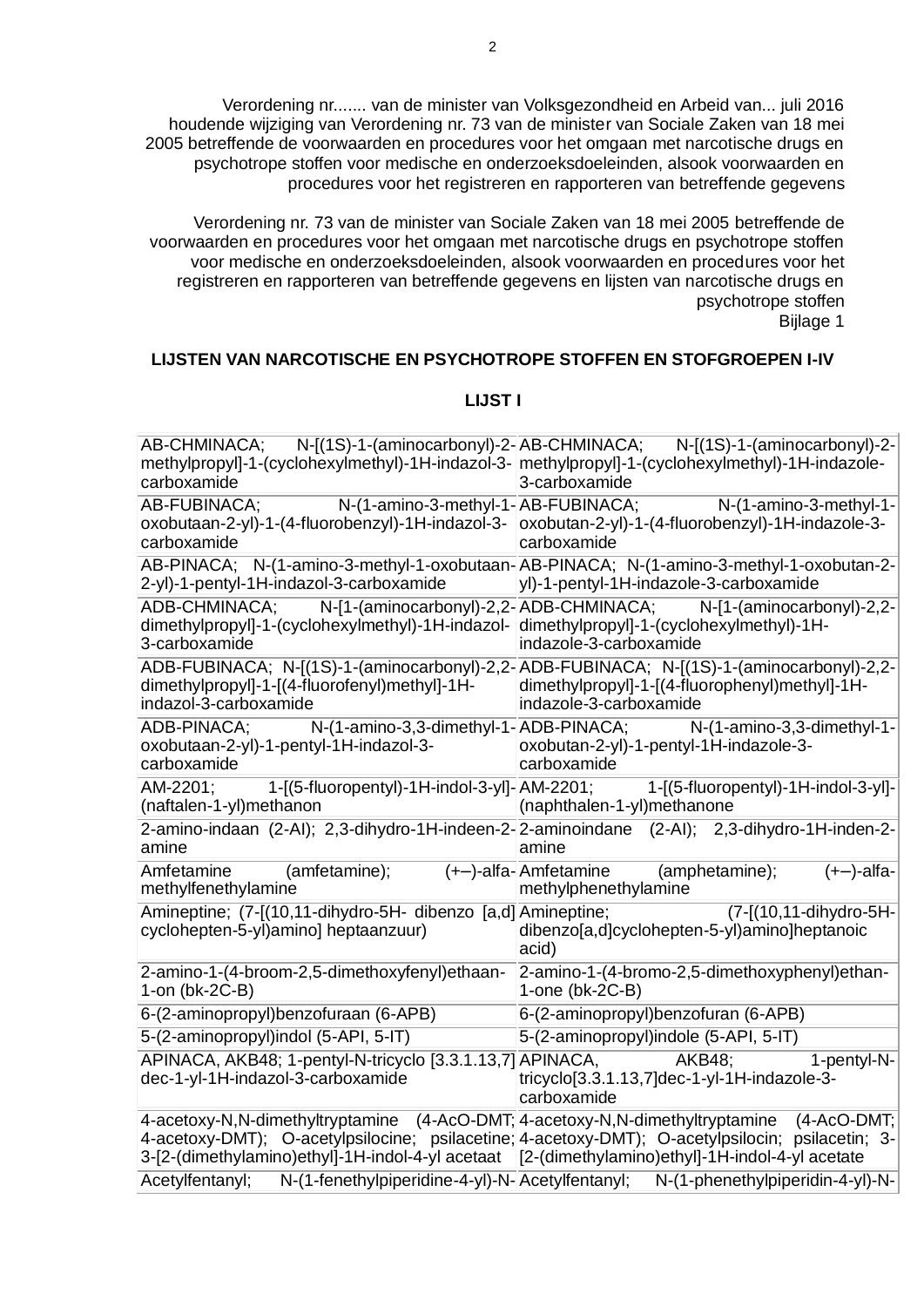Verordening nr....... van de minister van Volksgezondheid en Arbeid van... juli 2016 houdende wijziging van Verordening nr. 73 van de minister van Sociale Zaken van 18 mei 2005 betreffende de voorwaarden en procedures voor het omgaan met narcotische drugs en psychotrope stoffen voor medische en onderzoeksdoeleinden, alsook voorwaarden en procedures voor het registreren en rapporteren van betreffende gegevens

Verordening nr. 73 van de minister van Sociale Zaken van 18 mei 2005 betreffende de voorwaarden en procedures voor het omgaan met narcotische drugs en psychotrope stoffen voor medische en onderzoeksdoeleinden, alsook voorwaarden en procedures voor het registreren en rapporteren van betreffende gegevens en lijsten van narcotische drugs en psychotrope stoffen
Bijlage 1

**LIJSTEN VAN NARCOTISCHE EN PSYCHOTROPE STOFFEN EN STOFGROEPEN I-IV**

**LIJST I**

| | |
|---|---|
| AB-CHMINACA; N-[(1S)-1-(aminocarbonyl)-2-methylpropyl]-1-(cyclohexylmethyl)-1H-indazol-3-carboxamide | AB-CHMINACA; N-[(1S)-1-(aminocarbonyl)-2-methylpropyl]-1-(cyclohexylmethyl)-1H-indazole-3-carboxamide |
| AB-FUBINACA; N-(1-amino-3-methyl-1-oxobutaan-2-yl)-1-(4-fluorobenzyl)-1H-indazol-3-carboxamide | AB-FUBINACA; N-(1-amino-3-methyl-1-oxobutan-2-yl)-1-(4-fluorobenzyl)-1H-indazole-3-carboxamide |
| AB-PINACA; N-(1-amino-3-methyl-1-oxobutaan-2-yl)-1-pentyl-1H-indazol-3-carboxamide | AB-PINACA; N-(1-amino-3-methyl-1-oxobutan-2-yl)-1-pentyl-1H-indazole-3-carboxamide |
| ADB-CHMINACA; N-[1-(aminocarbonyl)-2,2-dimethylpropyl]-1-(cyclohexylmethyl)-1H-indazol-3-carboxamide | ADB-CHMINACA; N-[1-(aminocarbonyl)-2,2-dimethylpropyl]-1-(cyclohexylmethyl)-1H-indazole-3-carboxamide |
| ADB-FUBINACA; N-[(1S)-1-(aminocarbonyl)-2,2-dimethylpropyl]-1-[(4-fluorofenyl)methyl]-1H-indazol-3-carboxamide | ADB-FUBINACA; N-[(1S)-1-(aminocarbonyl)-2,2-dimethylpropyl]-1-[(4-fluorophenyl)methyl]-1H-indazole-3-carboxamide |
| ADB-PINACA; N-(1-amino-3,3-dimethyl-1-oxobutaan-2-yl)-1-pentyl-1H-indazol-3-carboxamide | ADB-PINACA; N-(1-amino-3,3-dimethyl-1-oxobutan-2-yl)-1-pentyl-1H-indazole-3-carboxamide |
| AM-2201; 1-[(5-fluoropentyl)-1H-indol-3-yl]-(naftalen-1-yl)methanon | AM-2201; 1-[(5-fluoropentyl)-1H-indol-3-yl]-(naphthalen-1-yl)methanone |
| 2-amino-indaan (2-AI); 2,3-dihydro-1H-indeen-2-amine | 2-aminoindane (2-AI); 2,3-dihydro-1H-inden-2-amine |
| Amfetamine (amfetamine); (+–)-alfa-methylfenethylamine | Amfetamine (amphetamine); (+–)-alfa-methylphenethylamine |
| Amineptine; (7-[(10,11-dihydro-5H- dibenzo [a,d] cyclohepten-5-yl)amino] heptaanzuur) | Amineptine; (7-[(10,11-dihydro-5H-dibenzo[a,d]cyclohepten-5-yl)amino]heptanoic acid) |
| 2-amino-1-(4-broom-2,5-dimethoxyfenyl)ethaan-1-on (bk-2C-B) | 2-amino-1-(4-bromo-2,5-dimethoxyphenyl)ethan-1-one (bk-2C-B) |
| 6-(2-aminopropyl)benzofuraan (6-APB) | 6-(2-aminopropyl)benzofuran (6-APB) |
| 5-(2-aminopropyl)indol (5-API, 5-IT) | 5-(2-aminopropyl)indole (5-API, 5-IT) |
| APINACA, AKB48; 1-pentyl-N-tricyclo [3.3.1.13,7] dec-1-yl-1H-indazol-3-carboxamide | APINACA, AKB48; 1-pentyl-N-tricyclo[3.3.1.13,7]dec-1-yl-1H-indazole-3-carboxamide |
| 4-acetoxy-N,N-dimethyltryptamine (4-AcO-DMT; 4-acetoxy-DMT); O-acetylpsilocine; psilacetine; 3-[2-(dimethylamino)ethyl]-1H-indol-4-yl acetaat | 4-acetoxy-N,N-dimethyltryptamine (4-AcO-DMT; 4-acetoxy-DMT); O-acetylpsilocin; psilacetin; 3-[2-(dimethylamino)ethyl]-1H-indol-4-yl acetate |
| Acetylfentanyl; N-(1-fenethylpiperidine-4-yl)-N- | Acetylfentanyl; N-(1-phenethylpiperidin-4-yl)-N- |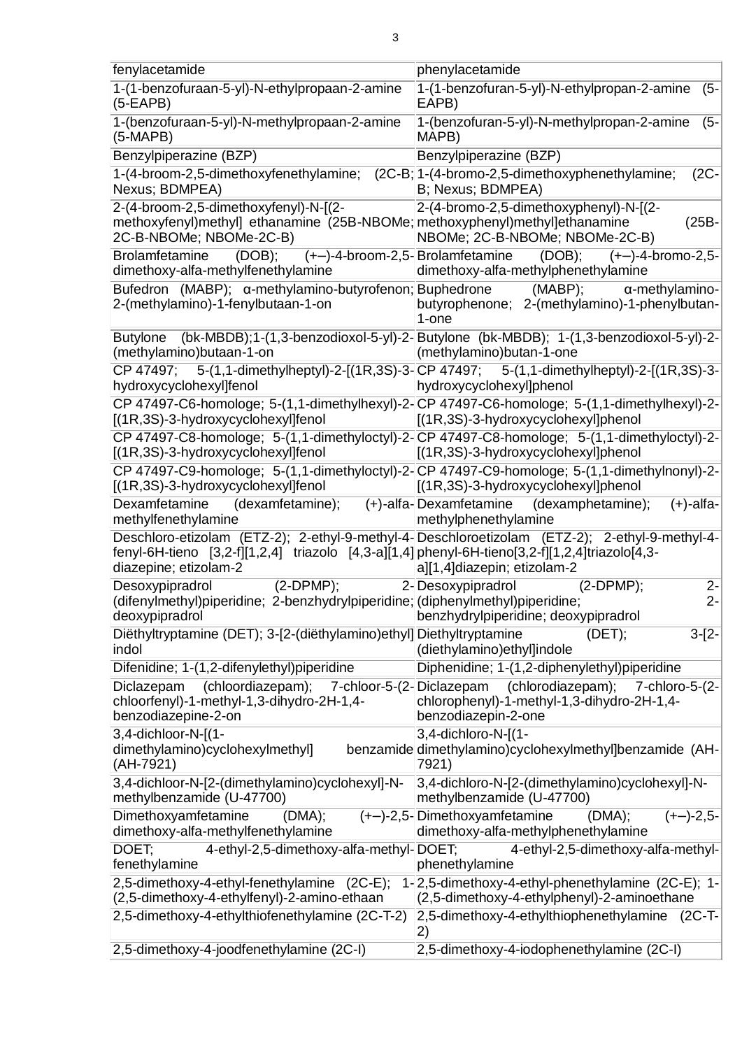| fenylacetamide | phenylacetamide |
|---|---|
| 1-(1-benzofuraan-5-yl)-N-ethylpropaan-2-amine (5-EAPB) | 1-(1-benzofuran-5-yl)-N-ethylpropan-2-amine (5-EAPB) |
| 1-(benzofuraan-5-yl)-N-methylpropaan-2-amine (5-MAPB) | 1-(benzofuran-5-yl)-N-methylpropan-2-amine (5-MAPB) |
| Benzylpiperazine (BZP) | Benzylpiperazine (BZP) |
| 1-(4-broom-2,5-dimethoxyfenethylamine; (2C-B; Nexus; BDMPEA) | 1-(4-bromo-2,5-dimethoxyphenethylamine; (2C-B; Nexus; BDMPEA) |
| 2-(4-broom-2,5-dimethoxyfenyl)-N-[(2-methoxyfenyl)methyl] ethanamine (25B-NBOMe; 2C-B-NBOMe; NBOMe-2C-B) | 2-(4-bromo-2,5-dimethoxyphenyl)-N-[(2-methoxyphenyl)methyl]ethanamine (25B-NBOMe; 2C-B-NBOMe; NBOMe-2C-B) |
| Brolamfetamine (DOB); (+–)-4-broom-2,5-dimethoxy-alfa-methylfenethylamine | Brolamfetamine (DOB); (+–)-4-bromo-2,5-dimethoxy-alfa-methylphenethylamine |
| Bufedron (MABP); α-methylamino-butyrofenon; 2-(methylamino)-1-fenylbutaan-1-on | Buphedrone (MABP); α-methylamino-butyrophenone; 2-(methylamino)-1-phenylbutan-1-one |
| Butylone (bk-MBDB);1-(1,3-benzodioxol-5-yl)-2-(methylamino)butaan-1-on | Butylone (bk-MBDB); 1-(1,3-benzodioxol-5-yl)-2-(methylamino)butan-1-one |
| CP 47497; 5-(1,1-dimethylheptyl)-2-[(1R,3S)-3-hydroxycyclohexyl]fenol | CP 47497; 5-(1,1-dimethylheptyl)-2-[(1R,3S)-3-hydroxycyclohexyl]phenol |
| CP 47497-C6-homologe; 5-(1,1-dimethylhexyl)-2-[(1R,3S)-3-hydroxycyclohexyl]fenol | CP 47497-C6-homologe; 5-(1,1-dimethylhexyl)-2-[(1R,3S)-3-hydroxycyclohexyl]phenol |
| CP 47497-C8-homologe; 5-(1,1-dimethyloctyl)-2-[(1R,3S)-3-hydroxycyclohexyl]fenol | CP 47497-C8-homologe; 5-(1,1-dimethyloctyl)-2-[(1R,3S)-3-hydroxycyclohexyl]phenol |
| CP 47497-C9-homologe; 5-(1,1-dimethyloctyl)-2-[(1R,3S)-3-hydroxycyclohexyl]fenol | CP 47497-C9-homologe; 5-(1,1-dimethylnonyl)-2-[(1R,3S)-3-hydroxycyclohexyl]phenol |
| Dexamfetamine (dexamfetamine); (+)-alfa-methylfenethylamine | Dexamfetamine (dexamphetamine); (+)-alfa-methylphenethylamine |
| Deschloro-etizolam (ETZ-2); 2-ethyl-9-methyl-4-fenyl-6H-tieno [3,2-f][1,2,4] triazolo [4,3-a][1,4] diazepine; etizolam-2 | Deschloroetizolam (ETZ-2); 2-ethyl-9-methyl-4-phenyl-6H-tieno[3,2-f][1,2,4]triazolo[4,3-a][1,4]diazepin; etizolam-2 |
| Desoxypipradrol (2-DPMP); 2-(difenylmethyl)piperidine; 2-benzhydrylpiperidine; deoxypipradrol | Desoxypipradrol (2-DPMP); 2-(diphenylmethyl)piperidine; 2-benzhydrylpiperidine; deoxypipradrol |
| Diëthyltryptamine (DET); 3-[2-(diëthylamino)ethyl] indol | Diethyltryptamine (DET); 3-[2-(diethylamino)ethyl]indole |
| Difenidine; 1-(1,2-difenylethyl)piperidine | Diphenidine; 1-(1,2-diphenylethyl)piperidine |
| Diclazepam (chloordiazepam); 7-chloor-5-(2-chloorfenyl)-1-methyl-1,3-dihydro-2H-1,4-benzodiazepine-2-on | Diclazepam (chlorodiazepam); 7-chloro-5-(2-chlorophenyl)-1-methyl-1,3-dihydro-2H-1,4-benzodiazepin-2-one |
| 3,4-dichloor-N-[(1-dimethylamino)cyclohexylmethyl] benzamide (AH-7921) | 3,4-dichloro-N-[(1-dimethylamino)cyclohexylmethyl]benzamide (AH-7921) |
| 3,4-dichloor-N-[2-(dimethylamino)cyclohexyl]-N-methylbenzamide (U-47700) | 3,4-dichloro-N-[2-(dimethylamino)cyclohexyl]-N-methylbenzamide (U-47700) |
| Dimethoxyamfetamine (DMA); (+–)-2,5-dimethoxy-alfa-methylfenethylamine | Dimethoxyamfetamine (DMA); (+–)-2,5-dimethoxy-alfa-methylphenethylamine |
| DOET; 4-ethyl-2,5-dimethoxy-alfa-methyl-fenethylamine | DOET; 4-ethyl-2,5-dimethoxy-alfa-methyl-phenethylamine |
| 2,5-dimethoxy-4-ethyl-fenethylamine (2C-E); 1-(2,5-dimethoxy-4-ethylfenyl)-2-amino-ethaan | 2,5-dimethoxy-4-ethyl-phenethylamine (2C-E); 1-(2,5-dimethoxy-4-ethylphenyl)-2-aminoethane |
| 2,5-dimethoxy-4-ethylthiofenethylamine (2C-T-2) | 2,5-dimethoxy-4-ethylthiophenethylamine (2C-T-2) |
| 2,5-dimethoxy-4-joodfenethylamine (2C-I) | 2,5-dimethoxy-4-iodophenethylamine (2C-I) |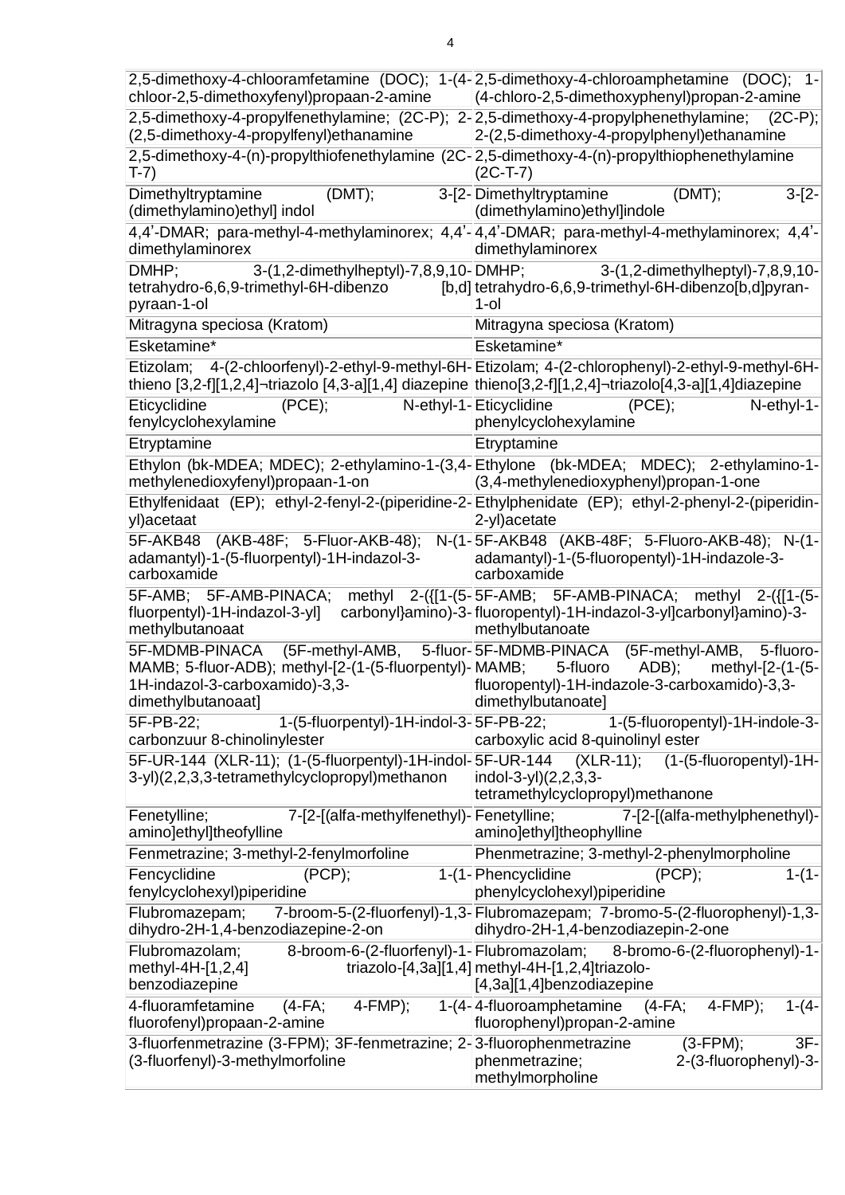| | |
|---|---|
| 2,5-dimethoxy-4-chlooramfetamine (DOC); 1-(4-chloor-2,5-dimethoxyfenyl)propaan-2-amine | 2,5-dimethoxy-4-chloroamphetamine (DOC); 1-(4-chloro-2,5-dimethoxyphenyl)propan-2-amine |
| 2,5-dimethoxy-4-propylfenethylamine; (2C-P); 2-(2,5-dimethoxy-4-propylfenyl)ethanamine | 2,5-dimethoxy-4-propylphenethylamine; (2C-P); 2-(2,5-dimethoxy-4-propylphenyl)ethanamine |
| 2,5-dimethoxy-4-(n)-propylthiofenethylamine (2C-T-7) | 2,5-dimethoxy-4-(n)-propylthiophenethylamine (2C-T-7) |
| Dimethyltryptamine (DMT); 3-[2-(dimethylamino)ethyl] indol | Dimethyltryptamine (DMT); 3-[2-(dimethylamino)ethyl]indole |
| 4,4'-DMAR; para-methyl-4-methylaminorex; 4,4'-dimethylaminorex | 4,4'-DMAR; para-methyl-4-methylaminorex; 4,4'-dimethylaminorex |
| DMHP; 3-(1,2-dimethylheptyl)-7,8,9,10-tetrahydro-6,6,9-trimethyl-6H-dibenzo [b,d] pyraan-1-ol | DMHP; 3-(1,2-dimethylheptyl)-7,8,9,10-tetrahydro-6,6,9-trimethyl-6H-dibenzo[b,d]pyran-1-ol |
| Mitragyna speciosa (Kratom) | Mitragyna speciosa (Kratom) |
| Esketamine* | Esketamine* |
| Etizolam; 4-(2-chloorfenyl)-2-ethyl-9-methyl-6H-thieno [3,2-f][1,2,4]¬triazolo [4,3-a][1,4] diazepine | Etizolam; 4-(2-chlorophenyl)-2-ethyl-9-methyl-6H-thieno[3,2-f][1,2,4]¬triazolo[4,3-a][1,4]diazepine |
| Eticyclidine (PCE); N-ethyl-1-fenylcyclohexylamine | Eticyclidine (PCE); N-ethyl-1-phenylcyclohexylamine |
| Etryptamine | Etryptamine |
| Ethylon (bk-MDEA; MDEC); 2-ethylamino-1-(3,4-methylenedioxyfenyl)propaan-1-on | Ethylone (bk-MDEA; MDEC); 2-ethylamino-1-(3,4-methylenedioxyphenyl)propan-1-one |
| Ethylfenidaat (EP); ethyl-2-fenyl-2-(piperidine-2-yl)acetaat | Ethylphenidate (EP); ethyl-2-phenyl-2-(piperidin-2-yl)acetate |
| 5F-AKB48 (AKB-48F; 5-Fluor-AKB-48); N-(1-adamantyl)-1-(5-fluorpentyl)-1H-indazol-3-carboxamide | 5F-AKB48 (AKB-48F; 5-Fluoro-AKB-48); N-(1-adamantyl)-1-(5-fluoropentyl)-1H-indazole-3-carboxamide |
| 5F-AMB; 5F-AMB-PINACA; methyl 2-({[1-(5-fluorpentyl)-1H-indazol-3-yl] carbonyl}amino)-3-methylbutanoaat | 5F-AMB; 5F-AMB-PINACA; methyl 2-({[1-(5-fluoropentyl)-1H-indazol-3-yl]carbonyl}amino)-3-methylbutanoate |
| 5F-MDMB-PINACA (5F-methyl-AMB, 5-fluor-MAMB; 5-fluor-ADB); methyl-[2-(1-(5-fluorpentyl)-1H-indazol-3-carboxamido)-3,3-dimethylbutanoaat] | 5F-MDMB-PINACA (5F-methyl-AMB, 5-fluoro-MAMB; 5-fluoro ADB); methyl-[2-(1-(5-fluoropentyl)-1H-indazole-3-carboxamido)-3,3-dimethylbutanoate] |
| 5F-PB-22; 1-(5-fluorpentyl)-1H-indol-3-carbonzuur 8-chinolinylester | 5F-PB-22; 1-(5-fluoropentyl)-1H-indole-3-carboxylic acid 8-quinolinyl ester |
| 5F-UR-144 (XLR-11); (1-(5-fluorpentyl)-1H-indol-3-yl)(2,2,3,3-tetramethylcyclopropyl)methanon | 5F-UR-144 (XLR-11); (1-(5-fluoropentyl)-1H-indol-3-yl)(2,2,3,3-tetramethylcyclopropyl)methanone |
| Fenetylline; 7-[2-[(alfa-methylfenethyl)-amino]ethyl]theofylline | Fenetylline; 7-[2-[(alfa-methylphenethyl)-amino]ethyl]theophylline |
| Fenmetrazine; 3-methyl-2-fenylmorfoline | Phenmetrazine; 3-methyl-2-phenylmorpholine |
| Fencyclidine (PCP); 1-(1-fenylcyclohexyl)piperidine | Phencyclidine (PCP); 1-(1-phenylcyclohexyl)piperidine |
| Flubromazepam; 7-broom-5-(2-fluorfenyl)-1,3-dihydro-2H-1,4-benzodiazepine-2-on | Flubromazepam; 7-bromo-5-(2-fluorophenyl)-1,3-dihydro-2H-1,4-benzodiazepin-2-one |
| Flubromazolam; 8-broom-6-(2-fluorfenyl)-1-methyl-4H-[1,2,4] triazolo-[4,3a][1,4] benzodiazepine | Flubromazolam; 8-bromo-6-(2-fluorophenyl)-1-methyl-4H-[1,2,4]triazolo-[4,3a][1,4]benzodiazepine |
| 4-fluoramfetamine (4-FA; 4-FMP); 1-(4-fluorofenyl)propaan-2-amine | 4-fluoroamphetamine (4-FA; 4-FMP); 1-(4-fluorophenyl)propan-2-amine |
| 3-fluorfenmetrazine (3-FPM); 3F-fenmetrazine; 2-(3-fluorfenyl)-3-methylmorfoline | 3-fluorophenmetrazine (3-FPM); 3F-phenmetrazine; 2-(3-fluorophenyl)-3-methylmorpholine |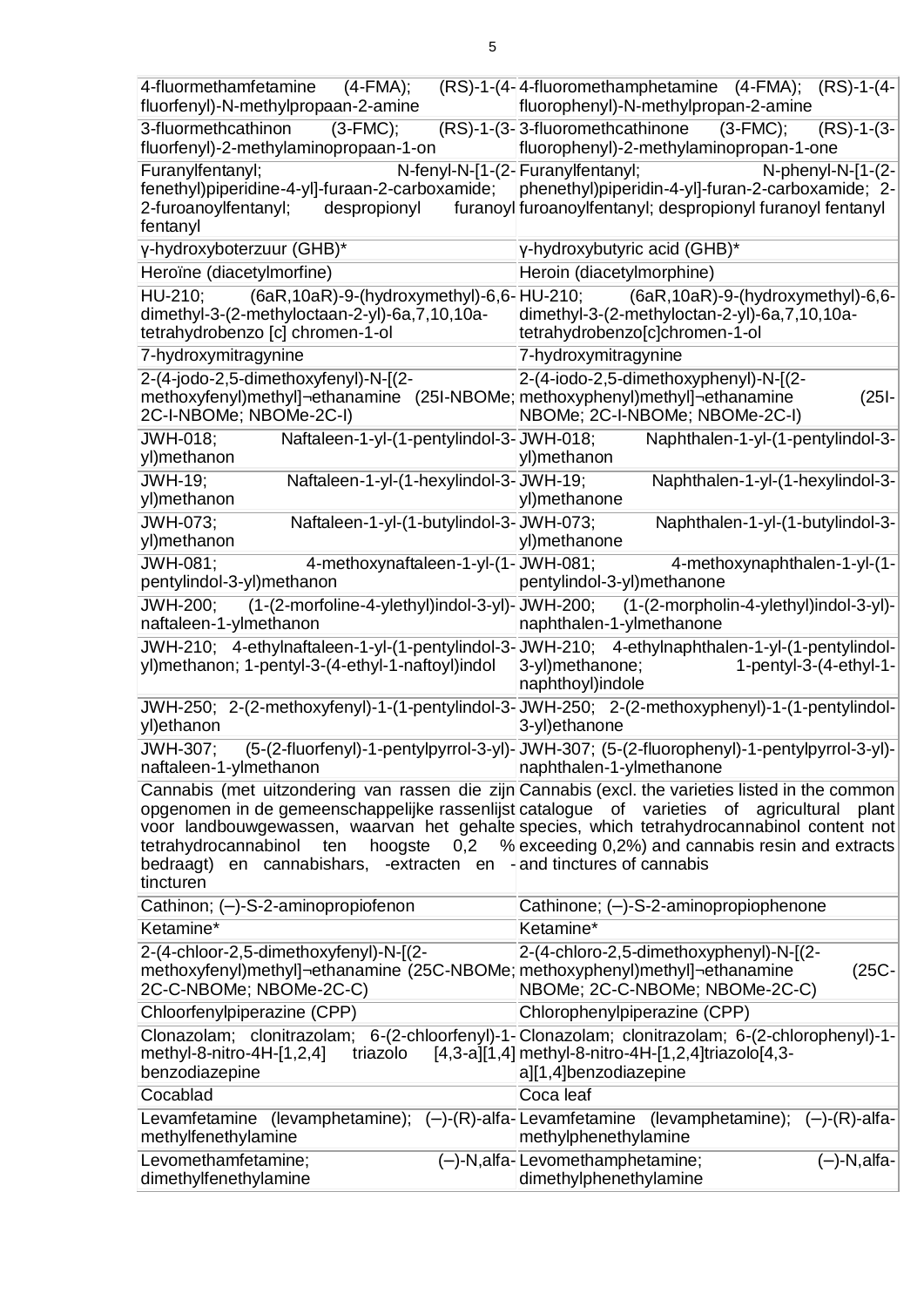| | |
|---|---|
| 4-fluormethamfetamine (4-FMA); (RS)-1-(4-fluorfenyl)-N-methylpropaan-2-amine | 4-fluoromethamphetamine (4-FMA); (RS)-1-(4-fluorophenyl)-N-methylpropan-2-amine |
| 3-fluormethcathinon (3-FMC); (RS)-1-(3-fluorfenyl)-2-methylaminopropaan-1-on | 3-fluoromethcathinone (3-FMC); (RS)-1-(3-fluorophenyl)-2-methylaminopropan-1-one |
| Furanylfentanyl; N-fenyl-N-[1-(2-fenethyl)piperidine-4-yl]-furaan-2-carboxamide; 2-furoanoylfentanyl; despropionyl furanoyl fentanyl | Furanylfentanyl; N-phenyl-N-[1-(2-phenethyl)piperidin-4-yl]-furan-2-carboxamide; 2-furoanoylfentanyl; despropionyl furanoyl fentanyl |
| γ-hydroxyboterzuur (GHB)* | γ-hydroxybutyric acid (GHB)* |
| Heroïne (diacetylmorfine) | Heroin (diacetylmorphine) |
| HU-210; (6aR,10aR)-9-(hydroxymethyl)-6,6-dimethyl-3-(2-methyloctaan-2-yl)-6a,7,10,10a-tetrahydrobenzo [c] chromen-1-ol | HU-210; (6aR,10aR)-9-(hydroxymethyl)-6,6-dimethyl-3-(2-methyloctan-2-yl)-6a,7,10,10a-tetrahydrobenzo[c]chromen-1-ol |
| 7-hydroxymitragynine | 7-hydroxymitragynine |
| 2-(4-jodo-2,5-dimethoxyfenyl)-N-[(2-methoxyfenyl)methyl]¬ethanamine (25I-NBOMe; 2C-I-NBOMe; NBOMe-2C-I) | 2-(4-iodo-2,5-dimethoxyphenyl)-N-[(2-methoxyphenyl)methyl]¬ethanamine (25I-NBOMe; 2C-I-NBOMe; NBOMe-2C-I) |
| JWH-018; Naftaleen-1-yl-(1-pentylindol-3-yl)methanon | JWH-018; Naphthalen-1-yl-(1-pentylindol-3-yl)methanon |
| JWH-19; Naftaleen-1-yl-(1-hexylindol-3-yl)methanon | JWH-19; Naphthalen-1-yl-(1-hexylindol-3-yl)methanone |
| JWH-073; Naftaleen-1-yl-(1-butylindol-3-yl)methanon | JWH-073; Naphthalen-1-yl-(1-butylindol-3-yl)methanone |
| JWH-081; 4-methoxynaftaleen-1-yl-(1-pentylindol-3-yl)methanon | JWH-081; 4-methoxynaphthalen-1-yl-(1-pentylindol-3-yl)methanone |
| JWH-200; (1-(2-morfoline-4-ylethyl)indol-3-yl)-naftaleen-1-ylmethanon | JWH-200; (1-(2-morpholin-4-ylethyl)indol-3-yl)-naphthalen-1-ylmethanone |
| JWH-210; 4-ethylnaftaleen-1-yl-(1-pentylindol-3-yl)methanon; 1-pentyl-3-(4-ethyl-1-naftoyl)indol | JWH-210; 4-ethylnaphthalen-1-yl-(1-pentylindol-3-yl)methanone; 1-pentyl-3-(4-ethyl-1-naphthoyl)indole |
| JWH-250; 2-(2-methoxyfenyl)-1-(1-pentylindol-3-yl)ethanon | JWH-250; 2-(2-methoxyphenyl)-1-(1-pentylindol-3-yl)ethanone |
| JWH-307; (5-(2-fluorfenyl)-1-pentylpyrrol-3-yl)-naftaleen-1-ylmethanon | JWH-307; (5-(2-fluorophenyl)-1-pentylpyrrol-3-yl)-naphthalen-1-ylmethanone |
| Cannabis (met uitzondering van rassen die zijn opgenomen in de gemeenschappelijke rassenlijst voor landbouwgewassen, waarvan het gehalte tetrahydrocannabinol ten hoogste 0,2 % bedraagt) en cannabishars, -extracten en -tincturen | Cannabis (excl. the varieties listed in the common catalogue of varieties of agricultural plant species, which tetrahydrocannabinol content not exceeding 0,2%) and cannabis resin and extracts and tinctures of cannabis |
| Cathinon; (–)-S-2-aminopropiofenon | Cathinone; (–)-S-2-aminopropiophenone |
| Ketamine* | Ketamine* |
| 2-(4-chloor-2,5-dimethoxyfenyl)-N-[(2-methoxyfenyl)methyl]¬ethanamine (25C-NBOMe; 2C-C-NBOMe; NBOMe-2C-C) | 2-(4-chloro-2,5-dimethoxyphenyl)-N-[(2-methoxyphenyl)methyl]¬ethanamine (25C-NBOMe; 2C-C-NBOMe; NBOMe-2C-C) |
| Chloorfenylpiperazine (CPP) | Chlorophenylpiperazine (CPP) |
| Clonazolam; clonitrazolam; 6-(2-chloorfenyl)-1-methyl-8-nitro-4H-[1,2,4] triazolo [4,3-a][1,4] benzodiazepine | Clonazolam; clonitrazolam; 6-(2-chlorophenyl)-1-methyl-8-nitro-4H-[1,2,4]triazolo[4,3-a][1,4]benzodiazepine |
| Cocablad | Coca leaf |
| Levamfetamine (levamphetamine); (–)-(R)-alfa-methylfenethylamine | Levamfetamine (levamphetamine); (–)-(R)-alfa-methylphenethylamine |
| Levomethamfetamine; (–)-N,alfa-dimethylfenethylamine | Levomethamphetamine; (–)-N,alfa-dimethylphenethylamine |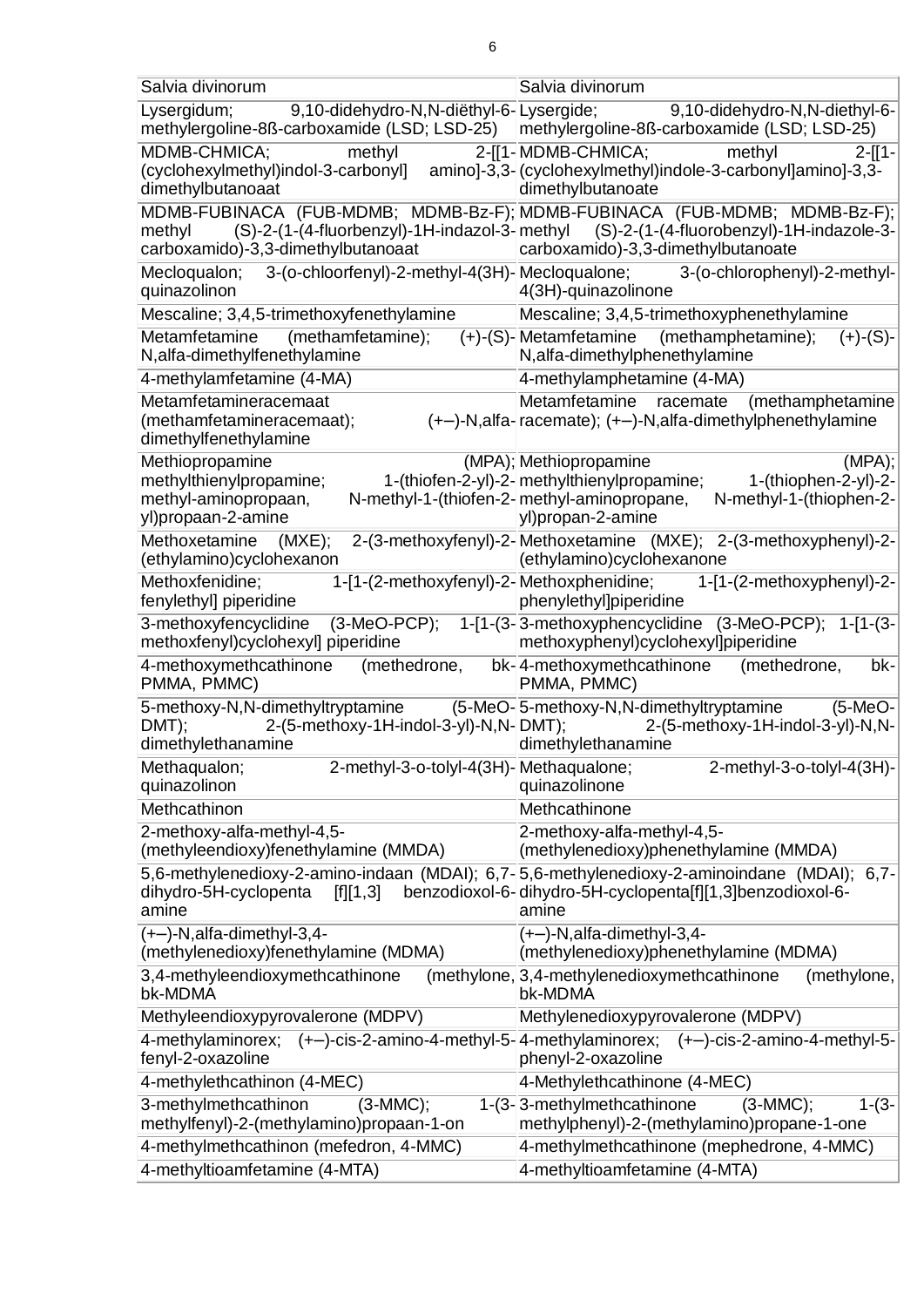| Salvia divinorum | Salvia divinorum |
|---|---|
| Lysergidum; 9,10-didehydro-N,N-diëthyl-6-methylergoline-8ß-carboxamide (LSD; LSD-25) | Lysergide; 9,10-didehydro-N,N-diethyl-6-methylergoline-8ß-carboxamide (LSD; LSD-25) |
| MDMB-CHMICA; methyl 2-[[1-(cyclohexylmethyl)indol-3-carbonyl] amino]-3,3-dimethylbutanoaat | MDMB-CHMICA; methyl 2-[[1-(cyclohexylmethyl)indole-3-carbonyl]amino]-3,3-dimethylbutanoate |
| MDMB-FUBINACA (FUB-MDMB; MDMB-Bz-F); methyl (S)-2-(1-(4-fluorbenzyl)-1H-indazol-3-carboxamido)-3,3-dimethylbutanoaat | MDMB-FUBINACA (FUB-MDMB; MDMB-Bz-F); methyl (S)-2-(1-(4-fluorobenzyl)-1H-indazole-3-carboxamido)-3,3-dimethylbutanoate |
| Mecloqualon; 3-(o-chloorfenyl)-2-methyl-4(3H)-quinazolinon | Mecloqualone; 3-(o-chlorophenyl)-2-methyl-4(3H)-quinazolinone |
| Mescaline; 3,4,5-trimethoxyfenethylamine | Mescaline; 3,4,5-trimethoxyphenethylamine |
| Metamfetamine (methamfetamine); (+)-(S)-N,alfa-dimethylfenethylamine | Metamfetamine (methamphetamine); (+)-(S)-N,alfa-dimethylphenethylamine |
| 4-methylamfetamine (4-MA) | 4-methylamphetamine (4-MA) |
| Metamfetamineracemaat (methamfetamineracemaat); (+–)-N,alfa-dimethylfenethylamine | Metamfetamine racemate (methamphetamine racemate); (+–)-N,alfa-dimethylphenethylamine |
| Methiopropamine (MPA); methylthienylpropamine; 1-(thiofen-2-yl)-2-methyl-aminopropaan, N-methyl-1-(thiofen-2-yl)propaan-2-amine | Methiopropamine (MPA); methylthienylpropamine; 1-(thiophen-2-yl)-2-methyl-aminopropane, N-methyl-1-(thiophen-2-yl)propan-2-amine |
| Methoxetamine (MXE); 2-(3-methoxyfenyl)-2-(ethylamino)cyclohexanon | Methoxetamine (MXE); 2-(3-methoxyphenyl)-2-(ethylamino)cyclohexanone |
| Methoxfenidine; 1-[1-(2-methoxyfenyl)-2-fenylethyl] piperidine | Methoxphenidine; 1-[1-(2-methoxyphenyl)-2-phenylethyl]piperidine |
| 3-methoxyfencyclidine (3-MeO-PCP); 1-[1-(3-methoxfenyl)cyclohexyl] piperidine | 3-methoxyphencyclidine (3-MeO-PCP); 1-[1-(3-methoxyphenyl)cyclohexyl]piperidine |
| 4-methoxymethcathinone (methedrone, bk-PMMA, PMMC) | 4-methoxymethcathinone (methedrone, bk-PMMA, PMMC) |
| 5-methoxy-N,N-dimethyltryptamine (5-MeO-DMT); 2-(5-methoxy-1H-indol-3-yl)-N,N-dimethylethanamine | 5-methoxy-N,N-dimethyltryptamine (5-MeO-DMT); 2-(5-methoxy-1H-indol-3-yl)-N,N-dimethylethanamine |
| Methaqualon; 2-methyl-3-o-tolyl-4(3H)-quinazolinon | Methaqualone; 2-methyl-3-o-tolyl-4(3H)-quinazolinone |
| Methcathinon | Methcathinone |
| 2-methoxy-alfa-methyl-4,5-(methyleendioxy)fenethylamine (MMDA) | 2-methoxy-alfa-methyl-4,5-(methylenedioxy)phenethylamine (MMDA) |
| 5,6-methylenedioxy-2-amino-indaan (MDAI); 6,7-dihydro-5H-cyclopenta [f][1,3] benzodioxol-6-amine | 5,6-methylenedioxy-2-aminoindane (MDAI); 6,7-dihydro-5H-cyclopenta[f][1,3]benzodioxol-6-amine |
| (+–)-N,alfa-dimethyl-3,4-(methyleendioxy)fenethylamine (MDMA) | (+–)-N,alfa-dimethyl-3,4-(methylenedioxy)phenethylamine (MDMA) |
| 3,4-methyleendioxymethcathinone (methylone, bk-MDMA | 3,4-methylenedioxymethcathinone (methylone, bk-MDMA |
| Methyleendioxypyrovalerone (MDPV) | Methylenedioxypyrovalerone (MDPV) |
| 4-methylaminorex; (+–)-cis-2-amino-4-methyl-5-fenyl-2-oxazoline | 4-methylaminorex; (+–)-cis-2-amino-4-methyl-5-phenyl-2-oxazoline |
| 4-methylethcathinon (4-MEC) | 4-Methylethcathinone (4-MEC) |
| 3-methylmethcathinon (3-MMC); 1-(3-methylfenyl)-2-(methylamino)propaan-1-on | 3-methylmethcathinone (3-MMC); 1-(3-methylphenyl)-2-(methylamino)propane-1-one |
| 4-methylmethcathinon (mefedron, 4-MMC) | 4-methylmethcathinone (mephedrone, 4-MMC) |
| 4-methyltioamfetamine (4-MTA) | 4-methyltioamfetamine (4-MTA) |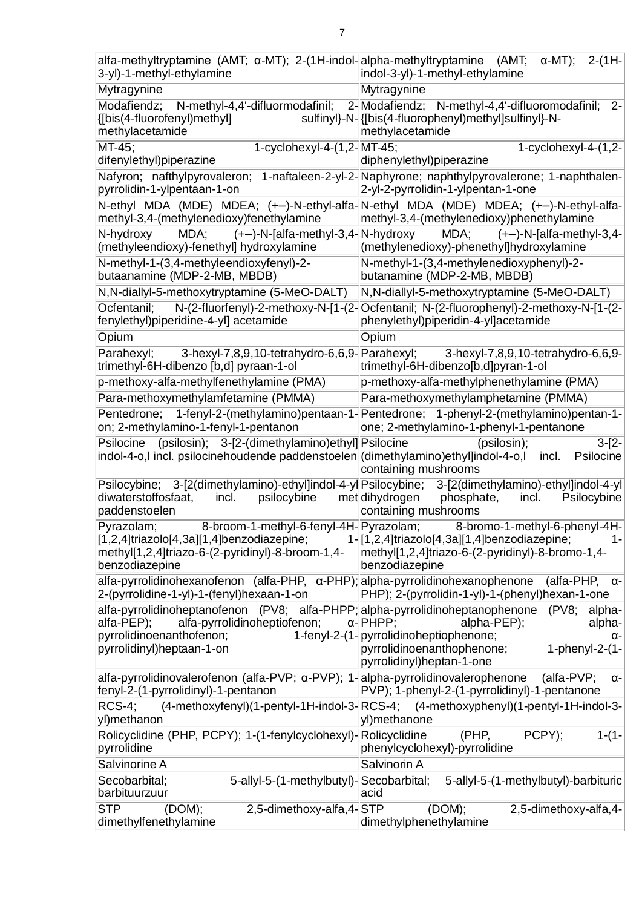| | |
|---|---|
| alfa-methyltryptamine (AMT; α-MT); 2-(1H-indol-3-yl)-1-methyl-ethylamine | alpha-methyltryptamine (AMT; α-MT); 2-(1H-indol-3-yl)-1-methyl-ethylamine |
| Mytragynine | Mytragynine |
| Modafiendz; N-methyl-4,4'-difluormodafinil; 2-{[bis(4-fluorofenyl)methyl] sulfinyl}-N-methylacetamide | Modafiendz; N-methyl-4,4'-difluoromodafinil; 2-{[bis(4-fluorophenyl)methyl]sulfinyl}-N-methylacetamide |
| MT-45; 1-cyclohexyl-4-(1,2-difenylethyl)piperazine | MT-45; 1-cyclohexyl-4-(1,2-diphenylethyl)piperazine |
| Nafyron; nafthylpyrovaleron; 1-naftaleen-2-yl-2-pyrrolidin-1-ylpentaan-1-on | Naphyrone; naphthylpyrovalerone; 1-naphthalen-2-yl-2-pyrrolidin-1-ylpentan-1-one |
| N-ethyl MDA (MDE) MDEA; (+–)-N-ethyl-alfa-methyl-3,4-(methylenedioxy)fenethylamine | N-ethyl MDA (MDE) MDEA; (+–)-N-ethyl-alfa-methyl-3,4-(methylenedioxy)phenethylamine |
| N-hydroxy MDA; (+–)-N-[alfa-methyl-3,4-(methyleendioxy)-fenethyl] hydroxylamine | N-hydroxy MDA; (+–)-N-[alfa-methyl-3,4-(methylenedioxy)-phenethyl]hydroxylamine |
| N-methyl-1-(3,4-methyleendioxyfenyl)-2-butaanamine (MDP-2-MB, MBDB) | N-methyl-1-(3,4-methylenedioxyphenyl)-2-butanamine (MDP-2-MB, MBDB) |
| N,N-diallyl-5-methoxytryptamine (5-MeO-DALT) | N,N-diallyl-5-methoxytryptamine (5-MeO-DALT) |
| Ocfentanil; N-(2-fluorfenyl)-2-methoxy-N-[1-(2-fenylethyl)piperidine-4-yl] acetamide | Ocfentanil; N-(2-fluorophenyl)-2-methoxy-N-[1-(2-phenylethyl)piperidin-4-yl]acetamide |
| Opium | Opium |
| Parahexyl; 3-hexyl-7,8,9,10-tetrahydro-6,6,9-trimethyl-6H-dibenzo [b,d] pyraan-1-ol | Parahexyl; 3-hexyl-7,8,9,10-tetrahydro-6,6,9-trimethyl-6H-dibenzo[b,d]pyran-1-ol |
| p-methoxy-alfa-methylfenethylamine (PMA) | p-methoxy-alfa-methylphenethylamine (PMA) |
| Para-methoxymethylamfetamine (PMMA) | Para-methoxymethylamphetamine (PMMA) |
| Pentedrone; 1-fenyl-2-(methylamino)pentaan-1-on; 2-methylamino-1-fenyl-1-pentanon | Pentedrone; 1-phenyl-2-(methylamino)pentan-1-one; 2-methylamino-1-phenyl-1-pentanone |
| Psilocine (psilosin); 3-[2-(dimethylamino)ethyl] indol-4-o,l incl. psilocinehoudende paddenstoelen | Psilocine (psilosin); 3-[2-(dimethylamino)ethyl]indol-4-o,l incl. Psilocine containing mushrooms |
| Psilocybine; 3-[2(dimethylamino)-ethyl]indol-4-yl diwaterstoffosfaat, incl. psilocybine met paddenstoelen | Psilocybine; 3-[2(dimethylamino)-ethyl]indol-4-yl dihydrogen phosphate, incl. Psilocybine containing mushrooms |
| Pyrazolam; 8-broom-1-methyl-6-fenyl-4H-[1,2,4]triazolo[4,3a][1,4]benzodiazepine; 1-methyl[1,2,4]triazo-6-(2-pyridinyl)-8-broom-1,4-benzodiazepine | Pyrazolam; 8-bromo-1-methyl-6-phenyl-4H-[1,2,4]triazolo[4,3a][1,4]benzodiazepine; 1-methyl[1,2,4]triazo-6-(2-pyridinyl)-8-bromo-1,4-benzodiazepine |
| alfa-pyrrolidinohexanofenon (alfa-PHP, α-PHP); 2-(pyrrolidine-1-yl)-1-(fenyl)hexaan-1-on | alpha-pyrrolidinohexanophenone (alfa-PHP, α-PHP); 2-(pyrrolidin-1-yl)-1-(phenyl)hexan-1-one |
| alfa-pyrrolidinoheptanofenon (PV8; alfa-PHPP; alfa-PEP); alfa-pyrrolidinoheptiofenon; α-pyrrolidinoenanthofenon; 1-fenyl-2-(1-pyrrolidinyl)heptaan-1-on | alpha-pyrrolidinoheptanophenone (PV8; alpha-PHPP; alpha-PEP); alpha-pyrrolidinoheptiophenone; α-pyrrolidinoenanthophenone; 1-phenyl-2-(1-pyrrolidinyl)heptan-1-one |
| alfa-pyrrolidinovalerofenon (alfa-PVP; α-PVP); 1-fenyl-2-(1-pyrrolidinyl)-1-pentanon | alpha-pyrrolidinovalerophenone (alfa-PVP; α-PVP); 1-phenyl-2-(1-pyrrolidinyl)-1-pentanone |
| RCS-4; (4-methoxyfenyl)(1-pentyl-1H-indol-3-yl)methanon | RCS-4; (4-methoxyphenyl)(1-pentyl-1H-indol-3-yl)methanone |
| Rolicyclidine (PHP, PCPY); 1-(1-fenylcyclohexyl)-pyrrolidine | Rolicyclidine (PHP, PCPY); 1-(1-phenylcyclohexyl)-pyrrolidine |
| Salvinorine A | Salvinorin A |
| Secobarbital; 5-allyl-5-(1-methylbutyl)-barbituurzuur | Secobarbital; 5-allyl-5-(1-methylbutyl)-barbituric acid |
| STP (DOM); 2,5-dimethoxy-alfa,4-dimethylfenethylamine | STP (DOM); 2,5-dimethoxy-alfa,4-dimethylphenethylamine |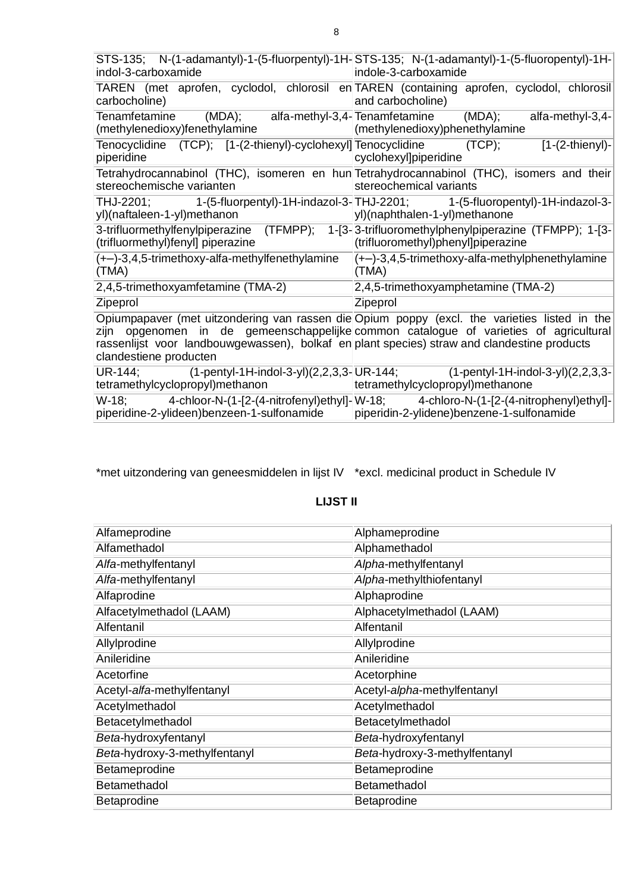| STS-135; N-(1-adamantyl)-1-(5-fluorpentyl)-1H-indol-3-carboxamide | STS-135; N-(1-adamantyl)-1-(5-fluoropentyl)-1H-indole-3-carboxamide |
|---|---|
| TAREN (met aprofen, cyclodol, chlorosil en carbocholine) | TAREN (containing aprofen, cyclodol, chlorosil and carbocholine) |
| Tenamfetamine (MDA); alfa-methyl-3,4-(methylenedioxy)fenethylamine | Tenamfetamine (MDA); alfa-methyl-3,4-(methylenedioxy)phenethylamine |
| Tenocyclidine (TCP); [1-(2-thienyl)-cyclohexyl] piperidine | Tenocyclidine (TCP); [1-(2-thienyl)-cyclohexyl]piperidine |
| Tetrahydrocannabinol (THC), isomeren en hun stereochemische varianten | Tetrahydrocannabinol (THC), isomers and their stereochemical variants |
| THJ-2201; 1-(5-fluorpentyl)-1H-indazol-3-yl)(naftaleen-1-yl)methanon | THJ-2201; 1-(5-fluoropentyl)-1H-indazol-3-yl)(naphthalen-1-yl)methanone |
| 3-trifluormethylfenylpiperazine (TFMPP); 1-[3-(trifluormethyl)fenyl] piperazine | 3-trifluoromethylphenylpiperazine (TFMPP); 1-[3-(trifluoromethyl)phenyl]piperazine |
| (+–)-3,4,5-trimethoxy-alfa-methylfenethylamine (TMA) | (+–)-3,4,5-trimethoxy-alfa-methylphenethylamine (TMA) |
| 2,4,5-trimethoxyamfetamine (TMA-2) | 2,4,5-trimethoxyamphetamine (TMA-2) |
| Zipeprol | Zipeprol |
| Opiumpapaver (met uitzondering van rassen die zijn opgenomen in de gemeenschappelijke rassenlijst voor landbouwgewassen), bolkaf en clandestiene producten | Opium poppy (excl. the varieties listed in the common catalogue of varieties of agricultural plant species) straw and clandestine products |
| UR-144; (1-pentyl-1H-indol-3-yl)(2,2,3,3-tetramethylcyclopropyl)methanon | UR-144; (1-pentyl-1H-indol-3-yl)(2,2,3,3-tetramethylcyclopropyl)methanone |
| W-18; 4-chloor-N-(1-[2-(4-nitrofenyl)ethyl]-piperidine-2-ylideen)benzeen-1-sulfonamide | W-18; 4-chloro-N-(1-[2-(4-nitrophenyl)ethyl]-piperidin-2-ylidene)benzene-1-sulfonamide |

*met uitzondering van geneesmiddelen in lijst IV    *excl. medicinal product in Schedule IV

## LIJST II

| Alfameprodine | Alphameprodine |
|---|---|
| Alfamethadol | Alphamethadol |
| *Alfa*-methylfentanyl | *Alpha*-methylfentanyl |
| *Alfa*-methylfentanyl | *Alpha*-methylthiofentanyl |
| Alfaprodine | Alphaprodine |
| Alfacetylmethadol (LAAM) | Alphacetylmethadol (LAAM) |
| Alfentanil | Alfentanil |
| Allylprodine | Allylprodine |
| Anileridine | Anileridine |
| Acetorfine | Acetorphine |
| Acetyl-*alfa*-methylfentanyl | Acetyl-*alpha*-methylfentanyl |
| Acetylmethadol | Acetylmethadol |
| Betacetylmethadol | Betacetylmethadol |
| *Beta*-hydroxyfentanyl | *Beta*-hydroxyfentanyl |
| *Beta*-hydroxy-3-methylfentanyl | *Beta*-hydroxy-3-methylfentanyl |
| Betameprodine | Betameprodine |
| Betamethadol | Betamethadol |
| Betaprodine | Betaprodine |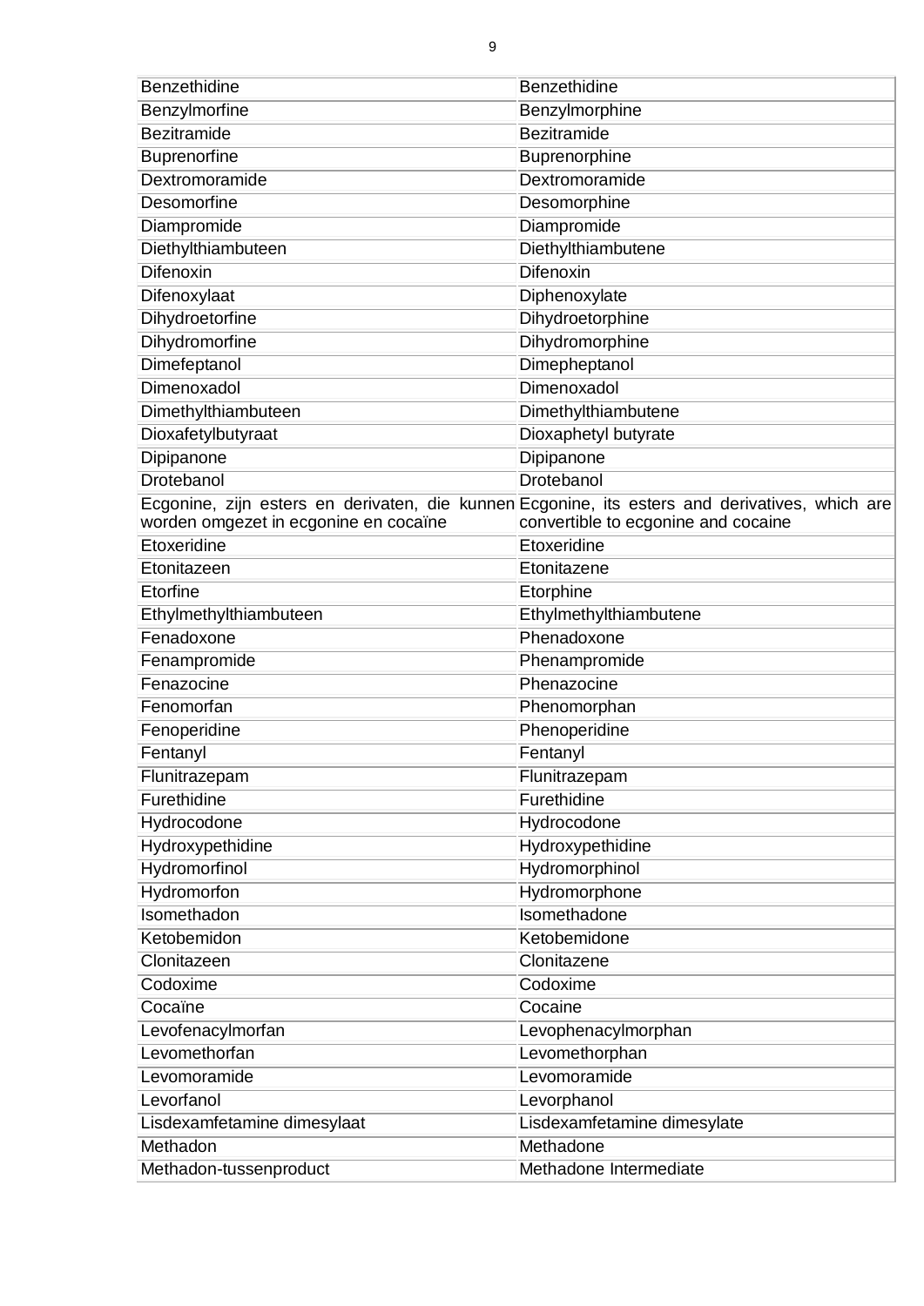| | |
|---|---|
| Benzethidine | Benzethidine |
| Benzylmorfine | Benzylmorphine |
| Bezitramide | Bezitramide |
| Buprenorfine | Buprenorphine |
| Dextromoramide | Dextromoramide |
| Desomorfine | Desomorphine |
| Diampromide | Diampromide |
| Diethylthiambuteen | Diethylthiambutene |
| Difenoxin | Difenoxin |
| Difenoxylaat | Diphenoxylate |
| Dihydroetorfine | Dihydroetorphine |
| Dihydromorfine | Dihydromorphine |
| Dimefeptanol | Dimepheptanol |
| Dimenoxadol | Dimenoxadol |
| Dimethylthiambuteen | Dimethylthiambutene |
| Dioxafetylbutyraat | Dioxaphetyl butyrate |
| Dipipanone | Dipipanone |
| Drotebanol | Drotebanol |
| Ecgonine, zijn esters en derivaten, die kunnen worden omgezet in ecgonine en cocaïne | Ecgonine, its esters and derivatives, which are convertible to ecgonine and cocaine |
| Etoxeridine | Etoxeridine |
| Etonitazeen | Etonitazene |
| Etorfine | Etorphine |
| Ethylmethylthiambuteen | Ethylmethylthiambutene |
| Fenadoxone | Phenadoxone |
| Fenampromide | Phenampromide |
| Fenazocine | Phenazocine |
| Fenomorfan | Phenomorphan |
| Fenoperidine | Phenoperidine |
| Fentanyl | Fentanyl |
| Flunitrazepam | Flunitrazepam |
| Furethidine | Furethidine |
| Hydrocodone | Hydrocodone |
| Hydroxypethidine | Hydroxypethidine |
| Hydromorfinol | Hydromorphinol |
| Hydromorfon | Hydromorphone |
| Isomethadon | Isomethadone |
| Ketobemidon | Ketobemidone |
| Clonitazeen | Clonitazene |
| Codoxime | Codoxime |
| Cocaïne | Cocaine |
| Levofenacylmorfan | Levophenacylmorphan |
| Levomethorfan | Levomethorphan |
| Levomoramide | Levomoramide |
| Levorfanol | Levorphanol |
| Lisdexamfetamine dimesylaat | Lisdexamfetamine dimesylate |
| Methadon | Methadone |
| Methadon-tussenproduct | Methadone Intermediate |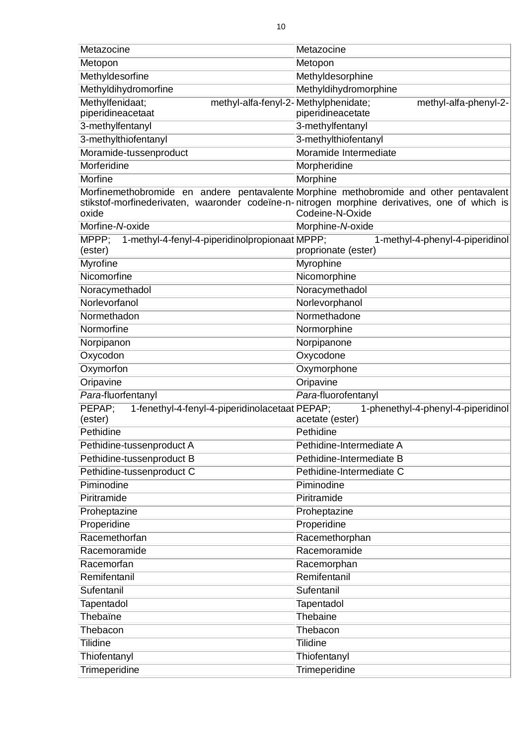| | |
|---|---|
| Metazocine | Metazocine |
| Metopon | Metopon |
| Methyldesorfine | Methyldesorphine |
| Methyldihydromorfine | Methyldihydromorphine |
| Methylfenidaat; methyl-alfa-fenyl-2-piperidineacetaat | Methylphenidate; methyl-alfa-phenyl-2-piperidineacetate |
| 3-methylfentanyl | 3-methylfentanyl |
| 3-methylthiofentanyl | 3-methylthiofentanyl |
| Moramide-tussenproduct | Moramide Intermediate |
| Morferidine | Morpheridine |
| Morfine | Morphine |
| Morfinemethobromide en andere pentavalente stikstof-morfinederivaten, waaronder codeïne-n-oxide | Morphine methobromide and other pentavalent nitrogen morphine derivatives, one of which is Codeine-N-Oxide |
| Morfine-*N*-oxide | Morphine-*N*-oxide |
| MPPP; 1-methyl-4-fenyl-4-piperidinolpropionaat (ester) | MPPP; 1-methyl-4-phenyl-4-piperidinol proprionate (ester) |
| Myrofine | Myrophine |
| Nicomorfine | Nicomorphine |
| Noracymethadol | Noracymethadol |
| Norlevorfanol | Norlevorphanol |
| Normethadon | Normethadone |
| Normorfine | Normorphine |
| Norpipanon | Norpipanone |
| Oxycodon | Oxycodone |
| Oxymorfon | Oxymorphone |
| Oripavine | Oripavine |
| *Para*-fluorfentanyl | *Para*-fluorofentanyl |
| PEPAP; 1-fenethyl-4-fenyl-4-piperidinolacetaat (ester) | PEPAP; 1-phenethyl-4-phenyl-4-piperidinol acetate (ester) |
| Pethidine | Pethidine |
| Pethidine-tussenproduct A | Pethidine-Intermediate A |
| Pethidine-tussenproduct B | Pethidine-Intermediate B |
| Pethidine-tussenproduct C | Pethidine-Intermediate C |
| Piminodine | Piminodine |
| Piritramide | Piritramide |
| Proheptazine | Proheptazine |
| Properidine | Properidine |
| Racemethorfan | Racemethorphan |
| Racemoramide | Racemoramide |
| Racemorfan | Racemorphan |
| Remifentanil | Remifentanil |
| Sufentanil | Sufentanil |
| Tapentadol | Tapentadol |
| Thebaïne | Thebaine |
| Thebacon | Thebacon |
| Tilidine | Tilidine |
| Thiofentanyl | Thiofentanyl |
| Trimeperidine | Trimeperidine |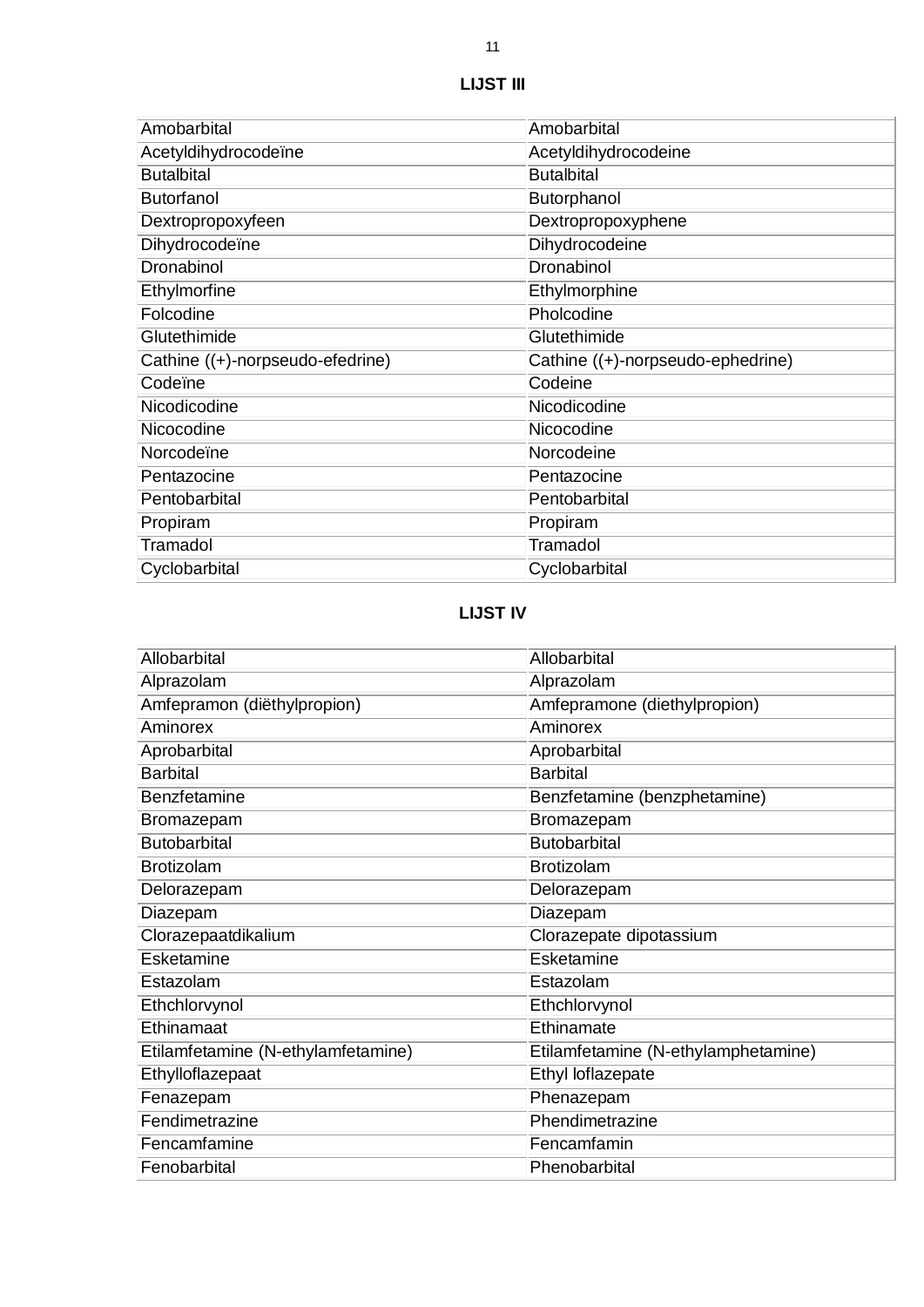## LIJST III

| | |
|---|---|
| Amobarbital | Amobarbital |
| Acetyldihydrocodeïne | Acetyldihydrocodeine |
| Butalbital | Butalbital |
| Butorfanol | Butorphanol |
| Dextropropoxyfeen | Dextropropoxyphene |
| Dihydrocodeïne | Dihydrocodeine |
| Dronabinol | Dronabinol |
| Ethylmorfine | Ethylmorphine |
| Folcodine | Pholcodine |
| Glutethimide | Glutethimide |
| Cathine ((+)-norpseudo-efedrine) | Cathine ((+)-norpseudo-ephedrine) |
| Codeïne | Codeine |
| Nicodicodine | Nicodicodine |
| Nicocodine | Nicocodine |
| Norcodeïne | Norcodeine |
| Pentazocine | Pentazocine |
| Pentobarbital | Pentobarbital |
| Propiram | Propiram |
| Tramadol | Tramadol |
| Cyclobarbital | Cyclobarbital |

## LIJST IV

| | |
|---|---|
| Allobarbital | Allobarbital |
| Alprazolam | Alprazolam |
| Amfepramon (diëthylpropion) | Amfepramone (diethylpropion) |
| Aminorex | Aminorex |
| Aprobarbital | Aprobarbital |
| Barbital | Barbital |
| Benzfetamine | Benzfetamine (benzphetamine) |
| Bromazepam | Bromazepam |
| Butobarbital | Butobarbital |
| Brotizolam | Brotizolam |
| Delorazepam | Delorazepam |
| Diazepam | Diazepam |
| Clorazepaatdikalium | Clorazepate dipotassium |
| Esketamine | Esketamine |
| Estazolam | Estazolam |
| Ethchlorvynol | Ethchlorvynol |
| Ethinamaat | Ethinamate |
| Etilamfetamine (N-ethylamfetamine) | Etilamfetamine (N-ethylamphetamine) |
| Ethylloflazepaat | Ethyl loflazepate |
| Fenazepam | Phenazepam |
| Fendimetrazine | Phendimetrazine |
| Fencamfamine | Fencamfamin |
| Fenobarbital | Phenobarbital |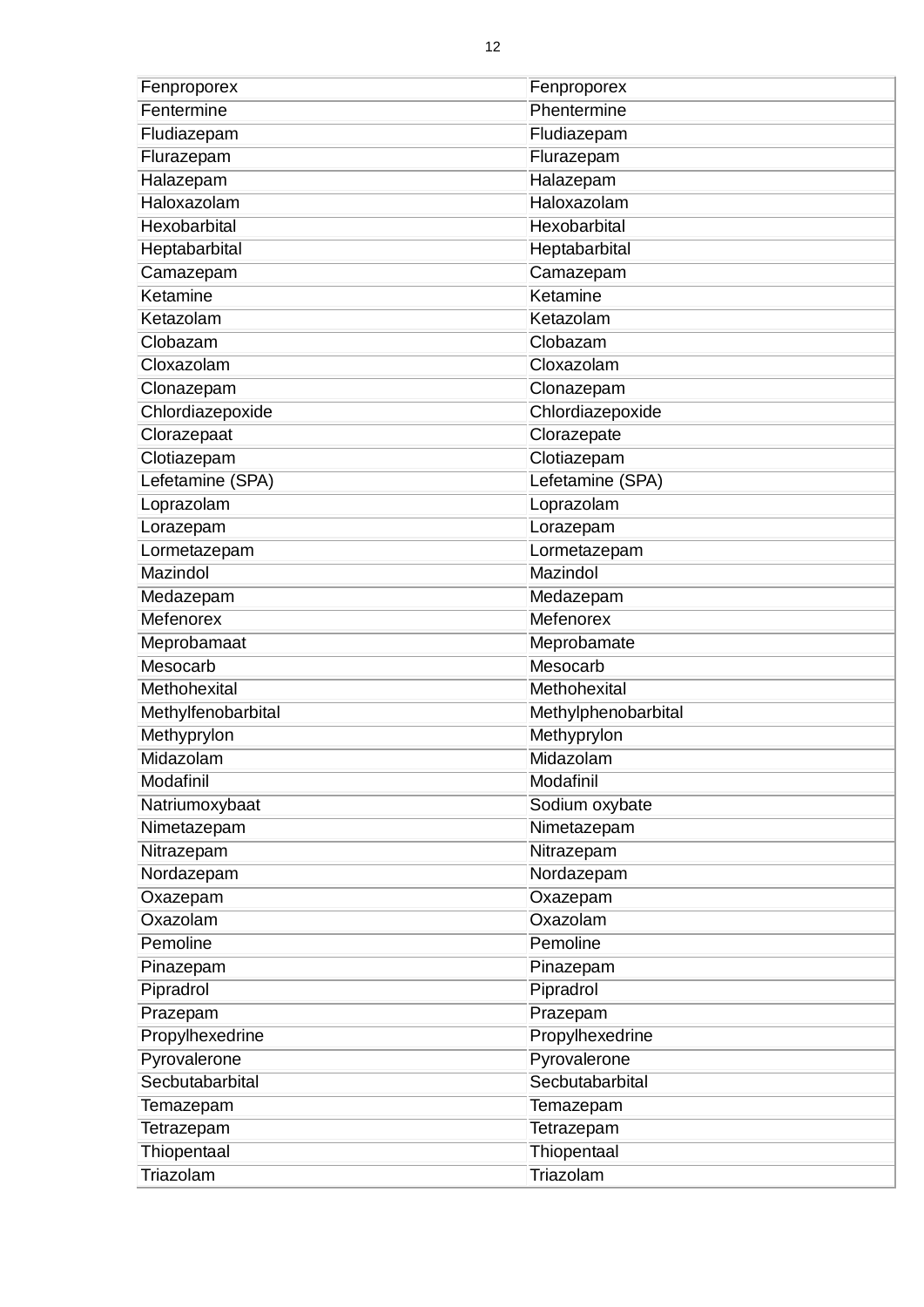| | |
|---|---|
| Fenproporex | Fenproporex |
| Fentermine | Phentermine |
| Fludiazepam | Fludiazepam |
| Flurazepam | Flurazepam |
| Halazepam | Halazepam |
| Haloxazolam | Haloxazolam |
| Hexobarbital | Hexobarbital |
| Heptabarbital | Heptabarbital |
| Camazepam | Camazepam |
| Ketamine | Ketamine |
| Ketazolam | Ketazolam |
| Clobazam | Clobazam |
| Cloxazolam | Cloxazolam |
| Clonazepam | Clonazepam |
| Chlordiazepoxide | Chlordiazepoxide |
| Clorazepaat | Clorazepate |
| Clotiazepam | Clotiazepam |
| Lefetamine (SPA) | Lefetamine (SPA) |
| Loprazolam | Loprazolam |
| Lorazepam | Lorazepam |
| Lormetazepam | Lormetazepam |
| Mazindol | Mazindol |
| Medazepam | Medazepam |
| Mefenorex | Mefenorex |
| Meprobamaat | Meprobamate |
| Mesocarb | Mesocarb |
| Methohexital | Methohexital |
| Methylfenobarbital | Methylphenobarbital |
| Methyprylon | Methyprylon |
| Midazolam | Midazolam |
| Modafinil | Modafinil |
| Natriumoxybaat | Sodium oxybate |
| Nimetazepam | Nimetazepam |
| Nitrazepam | Nitrazepam |
| Nordazepam | Nordazepam |
| Oxazepam | Oxazepam |
| Oxazolam | Oxazolam |
| Pemoline | Pemoline |
| Pinazepam | Pinazepam |
| Pipradrol | Pipradrol |
| Prazepam | Prazepam |
| Propylhexedrine | Propylhexedrine |
| Pyrovalerone | Pyrovalerone |
| Secbutabarbital | Secbutabarbital |
| Temazepam | Temazepam |
| Tetrazepam | Tetrazepam |
| Thiopentaal | Thiopentaal |
| Triazolam | Triazolam |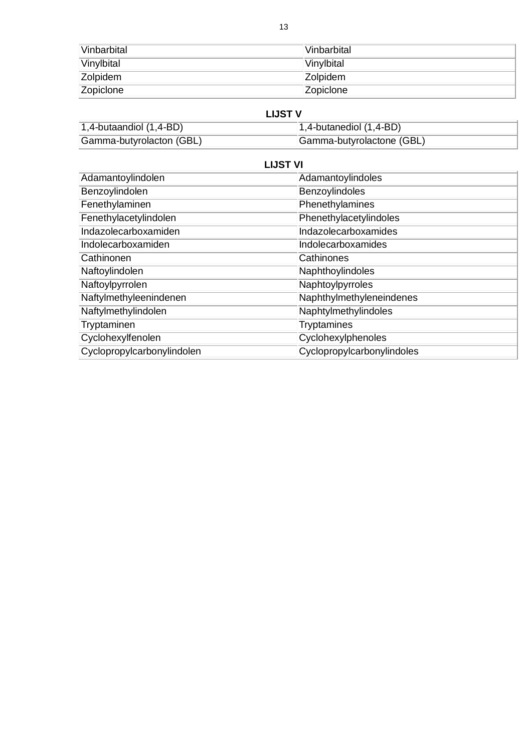| | |
|---|---|
| Vinbarbital | Vinbarbital |
| Vinylbital | Vinylbital |
| Zolpidem | Zolpidem |
| Zopiclone | Zopiclone |

**LIJST V**

| | |
|---|---|
| 1,4-butaandiol (1,4-BD) | 1,4-butanediol (1,4-BD) |
| Gamma-butyrolacton (GBL) | Gamma-butyrolactone (GBL) |

**LIJST VI**

| | |
|---|---|
| Adamantoylindolen | Adamantoylindoles |
| Benzoylindolen | Benzoylindoles |
| Fenethylaminen | Phenethylamines |
| Fenethylacetylindolen | Phenethylacetylindoles |
| Indazolecarboxamiden | Indazolecarboxamides |
| Indolecarboxamiden | Indolecarboxamides |
| Cathinonen | Cathinones |
| Naftoylindolen | Naphthoylindoles |
| Naftoylpyrrolen | Naphtoylpyrroles |
| Naftylmethyleenindenen | Naphthylmethyleneindenes |
| Naftylmethylindolen | Naphtylmethylindoles |
| Tryptaminen | Tryptamines |
| Cyclohexylfenolen | Cyclohexylphenoles |
| Cyclopropylcarbonylindolen | Cyclopropylcarbonylindoles |